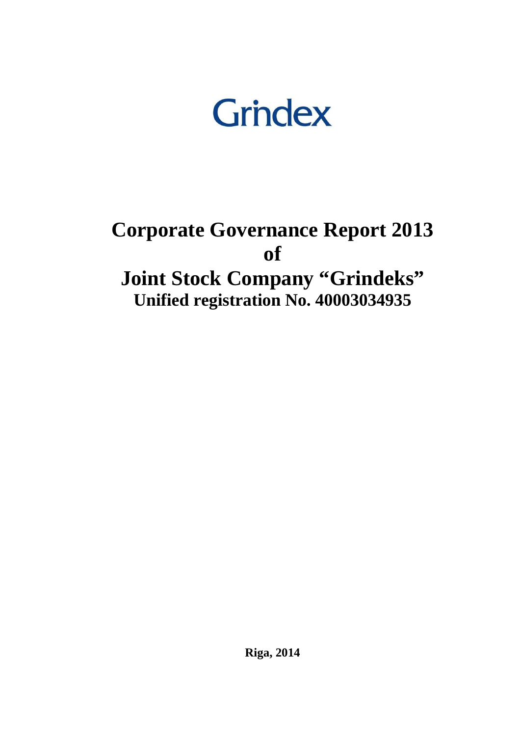Grindex

# Corporate Governance Report 2013 of Joint Stock Company "Grindeks"

## Unified registration No. 40003034935

**Riga, 2014**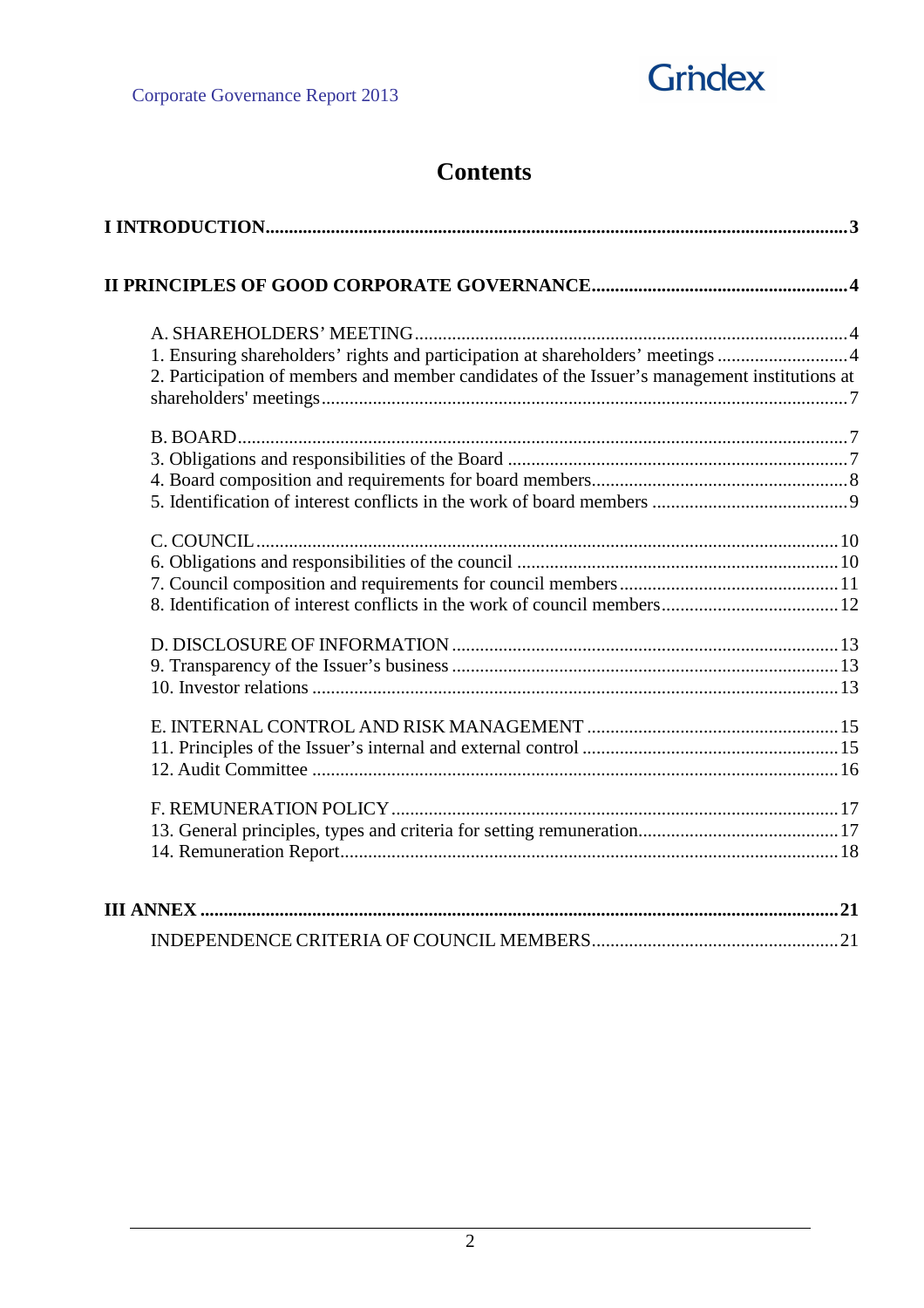# Contents

**I INTRODUCTION** ... **3**

**II PRINCIPLES OF GOOD CORPORATE GOVERNANCE** ... **4**

A. SHAREHOLDERS' MEETING ... 4
1. Ensuring shareholders' rights and participation at shareholders' meetings ... 4
2. Participation of members and member candidates of the Issuer's management institutions at shareholders' meetings ... 7

B. BOARD ... 7
3. Obligations and responsibilities of the Board ... 7
4. Board composition and requirements for board members ... 8
5. Identification of interest conflicts in the work of board members ... 9

C. COUNCIL ... 10
6. Obligations and responsibilities of the council ... 10
7. Council composition and requirements for council members ... 11
8. Identification of interest conflicts in the work of council members ... 12

D. DISCLOSURE OF INFORMATION ... 13
9. Transparency of the Issuer's business ... 13
10. Investor relations ... 13

E. INTERNAL CONTROL AND RISK MANAGEMENT ... 15
11. Principles of the Issuer's internal and external control ... 15
12. Audit Committee ... 16

F. REMUNERATION POLICY ... 17
13. General principles, types and criteria for setting remuneration ... 17
14. Remuneration Report ... 18

**III ANNEX** ... **21**

INDEPENDENCE CRITERIA OF COUNCIL MEMBERS ... 21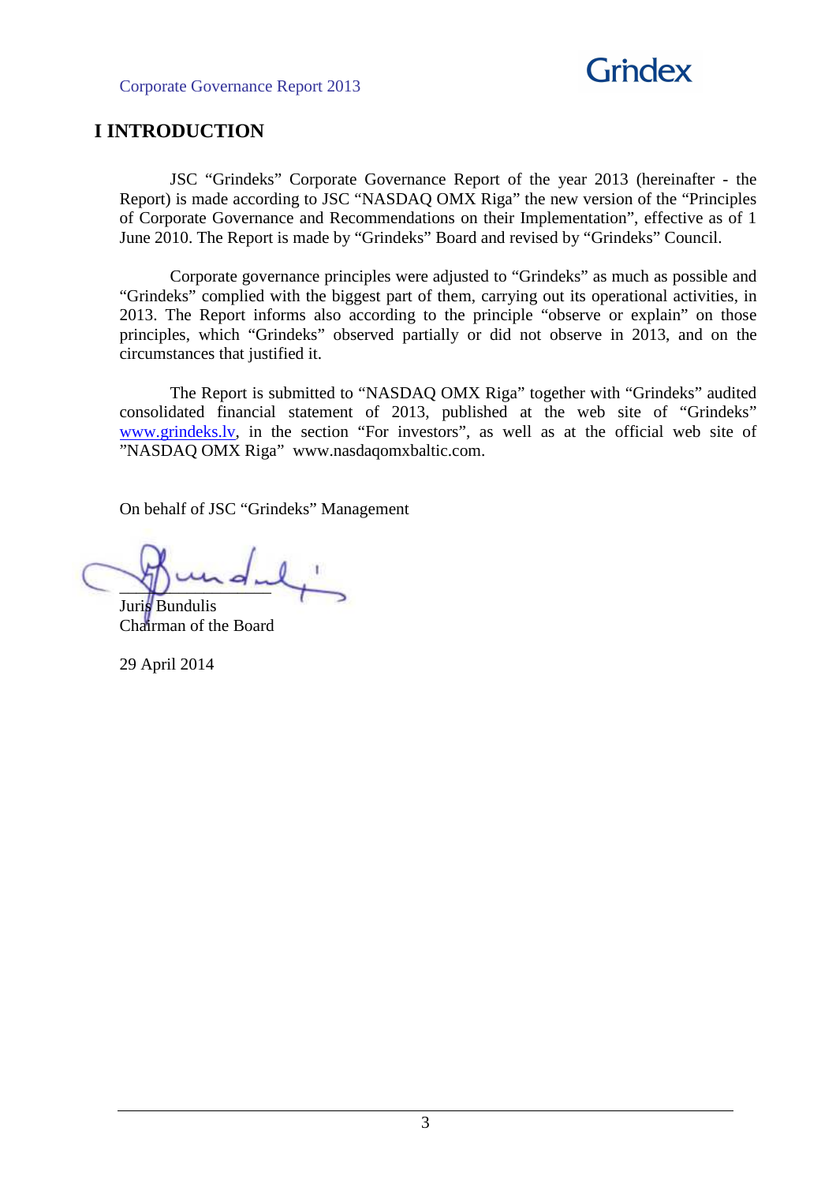# I INTRODUCTION

JSC "Grindeks" Corporate Governance Report of the year 2013 (hereinafter - the Report) is made according to JSC "NASDAQ OMX Riga" the new version of the "Principles of Corporate Governance and Recommendations on their Implementation", effective as of 1 June 2010. The Report is made by "Grindeks" Board and revised by "Grindeks" Council.

Corporate governance principles were adjusted to "Grindeks" as much as possible and "Grindeks" complied with the biggest part of them, carrying out its operational activities, in 2013. The Report informs also according to the principle "observe or explain" on those principles, which "Grindeks" observed partially or did not observe in 2013, and on the circumstances that justified it.

The Report is submitted to "NASDAQ OMX Riga" together with "Grindeks" audited consolidated financial statement of 2013, published at the web site of "Grindeks" www.grindeks.lv, in the section "For investors", as well as at the official web site of "NASDAQ OMX Riga" www.nasdaqomxbaltic.com.

On behalf of JSC "Grindeks" Management

Juris Bundulis
Chairman of the Board

29 April 2014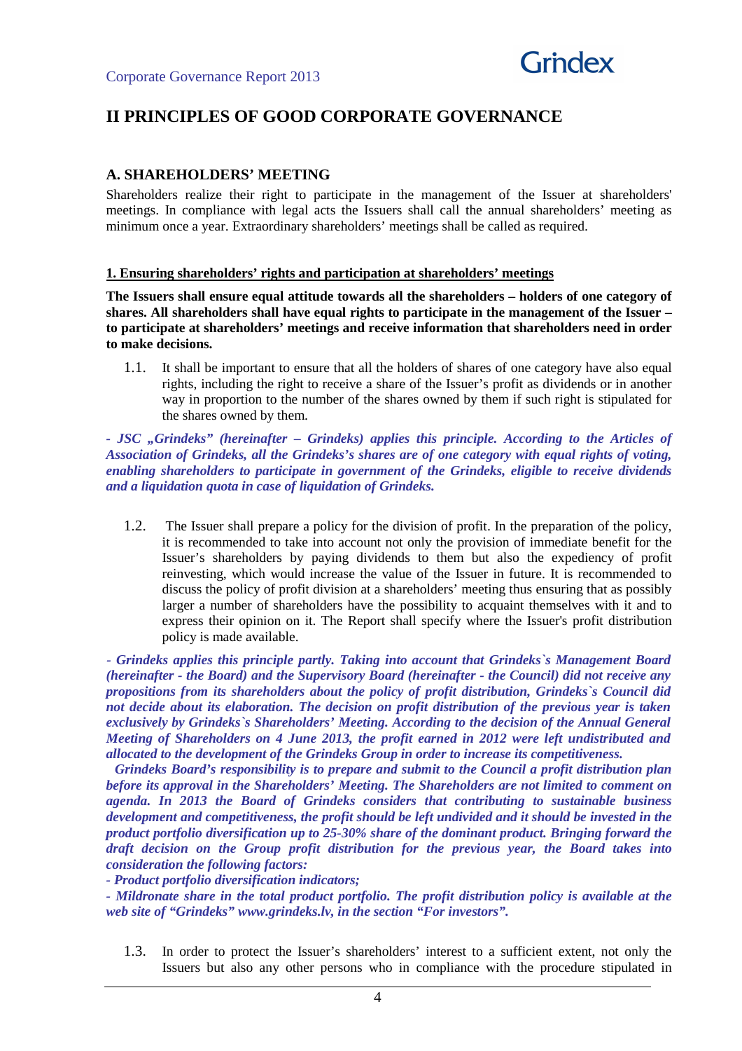# II PRINCIPLES OF GOOD CORPORATE GOVERNANCE

## A. SHAREHOLDERS' MEETING

Shareholders realize their right to participate in the management of the Issuer at shareholders' meetings. In compliance with legal acts the Issuers shall call the annual shareholders' meeting as minimum once a year. Extraordinary shareholders' meetings shall be called as required.

### 1. Ensuring shareholders' rights and participation at shareholders' meetings

**The Issuers shall ensure equal attitude towards all the shareholders – holders of one category of shares. All shareholders shall have equal rights to participate in the management of the Issuer – to participate at shareholders' meetings and receive information that shareholders need in order to make decisions.**

1.1. It shall be important to ensure that all the holders of shares of one category have also equal rights, including the right to receive a share of the Issuer's profit as dividends or in another way in proportion to the number of the shares owned by them if such right is stipulated for the shares owned by them.

***- JSC „Grindeks" (hereinafter – Grindeks) applies this principle. According to the Articles of Association of Grindeks, all the Grindeks's shares are of one category with equal rights of voting, enabling shareholders to participate in government of the Grindeks, eligible to receive dividends and a liquidation quota in case of liquidation of Grindeks.***

1.2. The Issuer shall prepare a policy for the division of profit. In the preparation of the policy, it is recommended to take into account not only the provision of immediate benefit for the Issuer's shareholders by paying dividends to them but also the expediency of profit reinvesting, which would increase the value of the Issuer in future. It is recommended to discuss the policy of profit division at a shareholders' meeting thus ensuring that possibly larger a number of shareholders have the possibility to acquaint themselves with it and to express their opinion on it. The Report shall specify where the Issuer's profit distribution policy is made available.

***- Grindeks applies this principle partly. Taking into account that Grindeks`s Management Board (hereinafter - the Board) and the Supervisory Board (hereinafter - the Council) did not receive any propositions from its shareholders about the policy of profit distribution, Grindeks`s Council did not decide about its elaboration. The decision on profit distribution of the previous year is taken exclusively by Grindeks`s Shareholders' Meeting. According to the decision of the Annual General Meeting of Shareholders on 4 June 2013, the profit earned in 2012 were left undistributed and allocated to the development of the Grindeks Group in order to increase its competitiveness.***

***Grindeks Board's responsibility is to prepare and submit to the Council a profit distribution plan before its approval in the Shareholders' Meeting. The Shareholders are not limited to comment on agenda. In 2013 the Board of Grindeks considers that contributing to sustainable business development and competitiveness, the profit should be left undivided and it should be invested in the product portfolio diversification up to 25-30% share of the dominant product. Bringing forward the draft decision on the Group profit distribution for the previous year, the Board takes into consideration the following factors:***

***- Product portfolio diversification indicators;***

***- Mildronate share in the total product portfolio. The profit distribution policy is available at the web site of "Grindeks" www.grindeks.lv, in the section "For investors".***

1.3. In order to protect the Issuer's shareholders' interest to a sufficient extent, not only the Issuers but also any other persons who in compliance with the procedure stipulated in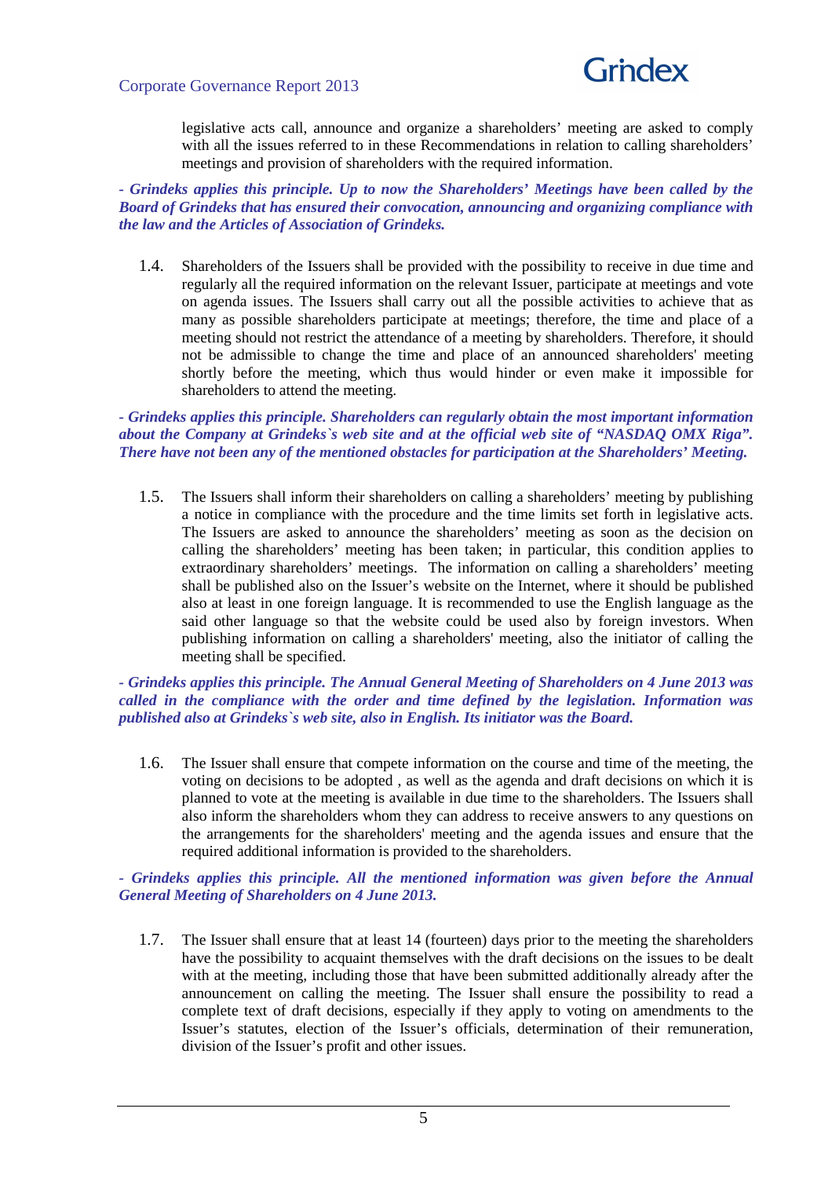legislative acts call, announce and organize a shareholders' meeting are asked to comply with all the issues referred to in these Recommendations in relation to calling shareholders' meetings and provision of shareholders with the required information.

***- Grindeks applies this principle. Up to now the Shareholders' Meetings have been called by the Board of Grindeks that has ensured their convocation, announcing and organizing compliance with the law and the Articles of Association of Grindeks.***

1.4. Shareholders of the Issuers shall be provided with the possibility to receive in due time and regularly all the required information on the relevant Issuer, participate at meetings and vote on agenda issues. The Issuers shall carry out all the possible activities to achieve that as many as possible shareholders participate at meetings; therefore, the time and place of a meeting should not restrict the attendance of a meeting by shareholders. Therefore, it should not be admissible to change the time and place of an announced shareholders' meeting shortly before the meeting, which thus would hinder or even make it impossible for shareholders to attend the meeting.

***- Grindeks applies this principle. Shareholders can regularly obtain the most important information about the Company at Grindeks`s web site and at the official web site of "NASDAQ OMX Riga". There have not been any of the mentioned obstacles for participation at the Shareholders' Meeting.***

1.5. The Issuers shall inform their shareholders on calling a shareholders' meeting by publishing a notice in compliance with the procedure and the time limits set forth in legislative acts. The Issuers are asked to announce the shareholders' meeting as soon as the decision on calling the shareholders' meeting has been taken; in particular, this condition applies to extraordinary shareholders' meetings. The information on calling a shareholders' meeting shall be published also on the Issuer's website on the Internet, where it should be published also at least in one foreign language. It is recommended to use the English language as the said other language so that the website could be used also by foreign investors. When publishing information on calling a shareholders' meeting, also the initiator of calling the meeting shall be specified.

***- Grindeks applies this principle. The Annual General Meeting of Shareholders on 4 June 2013 was called in the compliance with the order and time defined by the legislation. Information was published also at Grindeks`s web site, also in English. Its initiator was the Board.***

1.6. The Issuer shall ensure that compete information on the course and time of the meeting, the voting on decisions to be adopted , as well as the agenda and draft decisions on which it is planned to vote at the meeting is available in due time to the shareholders. The Issuers shall also inform the shareholders whom they can address to receive answers to any questions on the arrangements for the shareholders' meeting and the agenda issues and ensure that the required additional information is provided to the shareholders.

***- Grindeks applies this principle. All the mentioned information was given before the Annual General Meeting of Shareholders on 4 June 2013.***

1.7. The Issuer shall ensure that at least 14 (fourteen) days prior to the meeting the shareholders have the possibility to acquaint themselves with the draft decisions on the issues to be dealt with at the meeting, including those that have been submitted additionally already after the announcement on calling the meeting. The Issuer shall ensure the possibility to read a complete text of draft decisions, especially if they apply to voting on amendments to the Issuer's statutes, election of the Issuer's officials, determination of their remuneration, division of the Issuer's profit and other issues.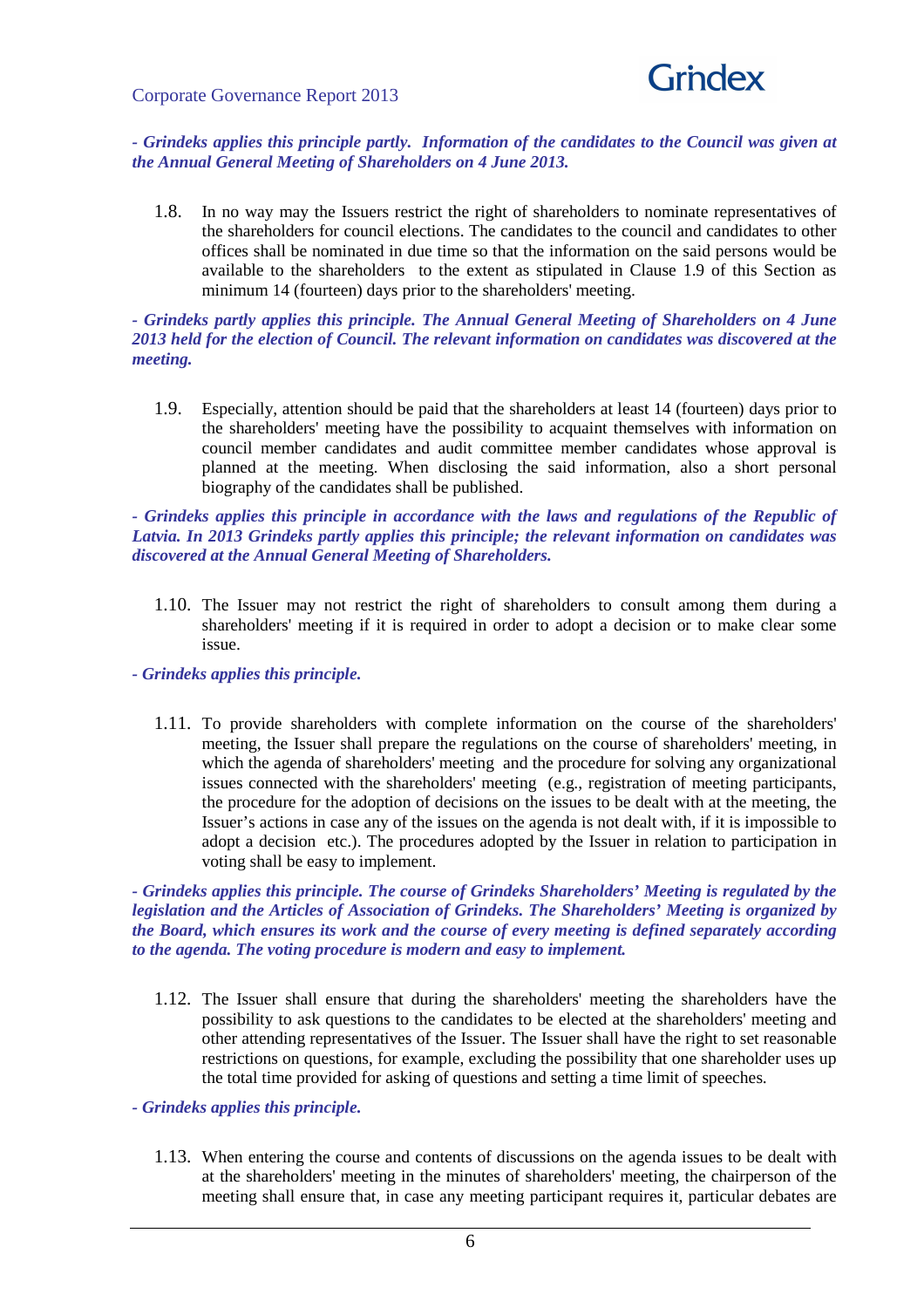*- Grindeks applies this principle partly. Information of the candidates to the Council was given at the Annual General Meeting of Shareholders on 4 June 2013.*

1.8. In no way may the Issuers restrict the right of shareholders to nominate representatives of the shareholders for council elections. The candidates to the council and candidates to other offices shall be nominated in due time so that the information on the said persons would be available to the shareholders to the extent as stipulated in Clause 1.9 of this Section as minimum 14 (fourteen) days prior to the shareholders' meeting.

*- Grindeks partly applies this principle. The Annual General Meeting of Shareholders on 4 June 2013 held for the election of Council. The relevant information on candidates was discovered at the meeting.*

1.9. Especially, attention should be paid that the shareholders at least 14 (fourteen) days prior to the shareholders' meeting have the possibility to acquaint themselves with information on council member candidates and audit committee member candidates whose approval is planned at the meeting. When disclosing the said information, also a short personal biography of the candidates shall be published.

*- Grindeks applies this principle in accordance with the laws and regulations of the Republic of Latvia. In 2013 Grindeks partly applies this principle; the relevant information on candidates was discovered at the Annual General Meeting of Shareholders.*

1.10. The Issuer may not restrict the right of shareholders to consult among them during a shareholders' meeting if it is required in order to adopt a decision or to make clear some issue.

*- Grindeks applies this principle.*

1.11. To provide shareholders with complete information on the course of the shareholders' meeting, the Issuer shall prepare the regulations on the course of shareholders' meeting, in which the agenda of shareholders' meeting and the procedure for solving any organizational issues connected with the shareholders' meeting (e.g., registration of meeting participants, the procedure for the adoption of decisions on the issues to be dealt with at the meeting, the Issuer's actions in case any of the issues on the agenda is not dealt with, if it is impossible to adopt a decision etc.). The procedures adopted by the Issuer in relation to participation in voting shall be easy to implement.

*- Grindeks applies this principle. The course of Grindeks Shareholders' Meeting is regulated by the legislation and the Articles of Association of Grindeks. The Shareholders' Meeting is organized by the Board, which ensures its work and the course of every meeting is defined separately according to the agenda. The voting procedure is modern and easy to implement.*

1.12. The Issuer shall ensure that during the shareholders' meeting the shareholders have the possibility to ask questions to the candidates to be elected at the shareholders' meeting and other attending representatives of the Issuer. The Issuer shall have the right to set reasonable restrictions on questions, for example, excluding the possibility that one shareholder uses up the total time provided for asking of questions and setting a time limit of speeches.

*- Grindeks applies this principle.*

1.13. When entering the course and contents of discussions on the agenda issues to be dealt with at the shareholders' meeting in the minutes of shareholders' meeting, the chairperson of the meeting shall ensure that, in case any meeting participant requires it, particular debates are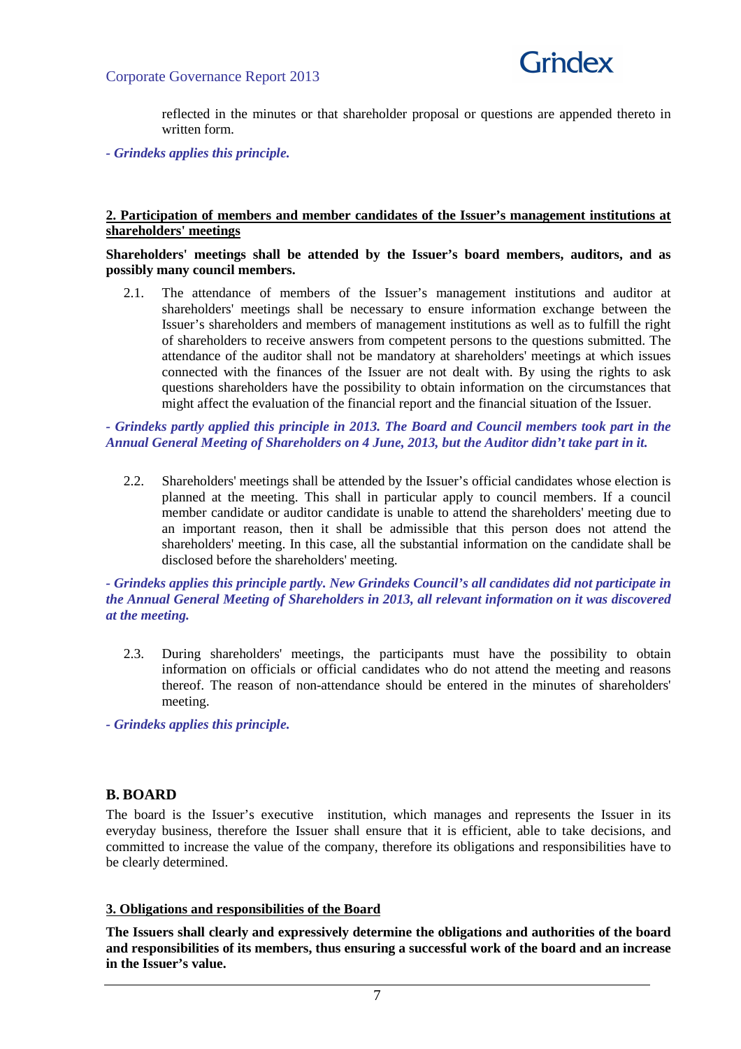reflected in the minutes or that shareholder proposal or questions are appended thereto in written form.

***- Grindeks applies this principle.***

**2. Participation of members and member candidates of the Issuer's management institutions at shareholders' meetings**

**Shareholders' meetings shall be attended by the Issuer's board members, auditors, and as possibly many council members.**

2.1. The attendance of members of the Issuer's management institutions and auditor at shareholders' meetings shall be necessary to ensure information exchange between the Issuer's shareholders and members of management institutions as well as to fulfill the right of shareholders to receive answers from competent persons to the questions submitted. The attendance of the auditor shall not be mandatory at shareholders' meetings at which issues connected with the finances of the Issuer are not dealt with. By using the rights to ask questions shareholders have the possibility to obtain information on the circumstances that might affect the evaluation of the financial report and the financial situation of the Issuer.

***- Grindeks partly applied this principle in 2013. The Board and Council members took part in the Annual General Meeting of Shareholders on 4 June, 2013, but the Auditor didn't take part in it.***

2.2. Shareholders' meetings shall be attended by the Issuer's official candidates whose election is planned at the meeting. This shall in particular apply to council members. If a council member candidate or auditor candidate is unable to attend the shareholders' meeting due to an important reason, then it shall be admissible that this person does not attend the shareholders' meeting. In this case, all the substantial information on the candidate shall be disclosed before the shareholders' meeting.

***- Grindeks applies this principle partly. New Grindeks Council's all candidates did not participate in the Annual General Meeting of Shareholders in 2013, all relevant information on it was discovered at the meeting.***

2.3. During shareholders' meetings, the participants must have the possibility to obtain information on officials or official candidates who do not attend the meeting and reasons thereof. The reason of non-attendance should be entered in the minutes of shareholders' meeting.

***- Grindeks applies this principle.***

## B. BOARD

The board is the Issuer's executive institution, which manages and represents the Issuer in its everyday business, therefore the Issuer shall ensure that it is efficient, able to take decisions, and committed to increase the value of the company, therefore its obligations and responsibilities have to be clearly determined.

**3. Obligations and responsibilities of the Board**

**The Issuers shall clearly and expressively determine the obligations and authorities of the board and responsibilities of its members, thus ensuring a successful work of the board and an increase in the Issuer's value.**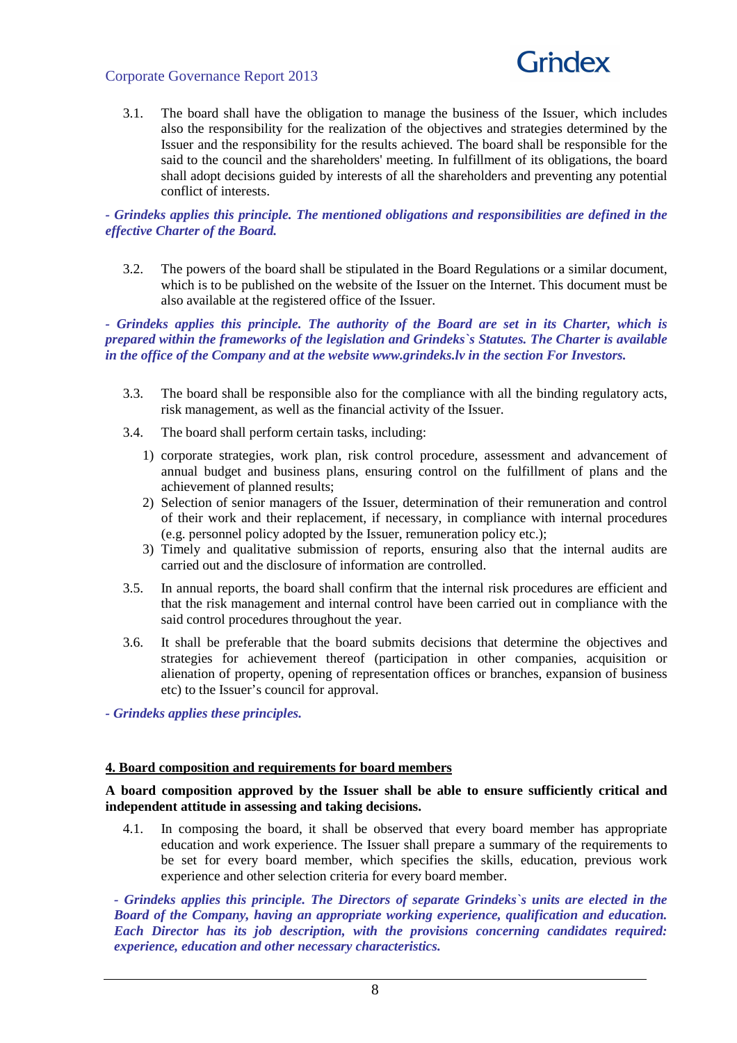3.1. The board shall have the obligation to manage the business of the Issuer, which includes also the responsibility for the realization of the objectives and strategies determined by the Issuer and the responsibility for the results achieved. The board shall be responsible for the said to the council and the shareholders' meeting. In fulfillment of its obligations, the board shall adopt decisions guided by interests of all the shareholders and preventing any potential conflict of interests.

***- Grindeks applies this principle. The mentioned obligations and responsibilities are defined in the effective Charter of the Board.***

3.2. The powers of the board shall be stipulated in the Board Regulations or a similar document, which is to be published on the website of the Issuer on the Internet. This document must be also available at the registered office of the Issuer.

***- Grindeks applies this principle. The authority of the Board are set in its Charter, which is prepared within the frameworks of the legislation and Grindeks`s Statutes. The Charter is available in the office of the Company and at the website www.grindeks.lv in the section For Investors.***

3.3. The board shall be responsible also for the compliance with all the binding regulatory acts, risk management, as well as the financial activity of the Issuer.

3.4. The board shall perform certain tasks, including:

1) corporate strategies, work plan, risk control procedure, assessment and advancement of annual budget and business plans, ensuring control on the fulfillment of plans and the achievement of planned results;
2) Selection of senior managers of the Issuer, determination of their remuneration and control of their work and their replacement, if necessary, in compliance with internal procedures (e.g. personnel policy adopted by the Issuer, remuneration policy etc.);
3) Timely and qualitative submission of reports, ensuring also that the internal audits are carried out and the disclosure of information are controlled.

3.5. In annual reports, the board shall confirm that the internal risk procedures are efficient and that the risk management and internal control have been carried out in compliance with the said control procedures throughout the year.

3.6. It shall be preferable that the board submits decisions that determine the objectives and strategies for achievement thereof (participation in other companies, acquisition or alienation of property, opening of representation offices or branches, expansion of business etc) to the Issuer's council for approval.

***- Grindeks applies these principles.***

## 4. Board composition and requirements for board members

**A board composition approved by the Issuer shall be able to ensure sufficiently critical and independent attitude in assessing and taking decisions.**

4.1. In composing the board, it shall be observed that every board member has appropriate education and work experience. The Issuer shall prepare a summary of the requirements to be set for every board member, which specifies the skills, education, previous work experience and other selection criteria for every board member.

***- Grindeks applies this principle. The Directors of separate Grindeks`s units are elected in the Board of the Company, having an appropriate working experience, qualification and education. Each Director has its job description, with the provisions concerning candidates required: experience, education and other necessary characteristics.***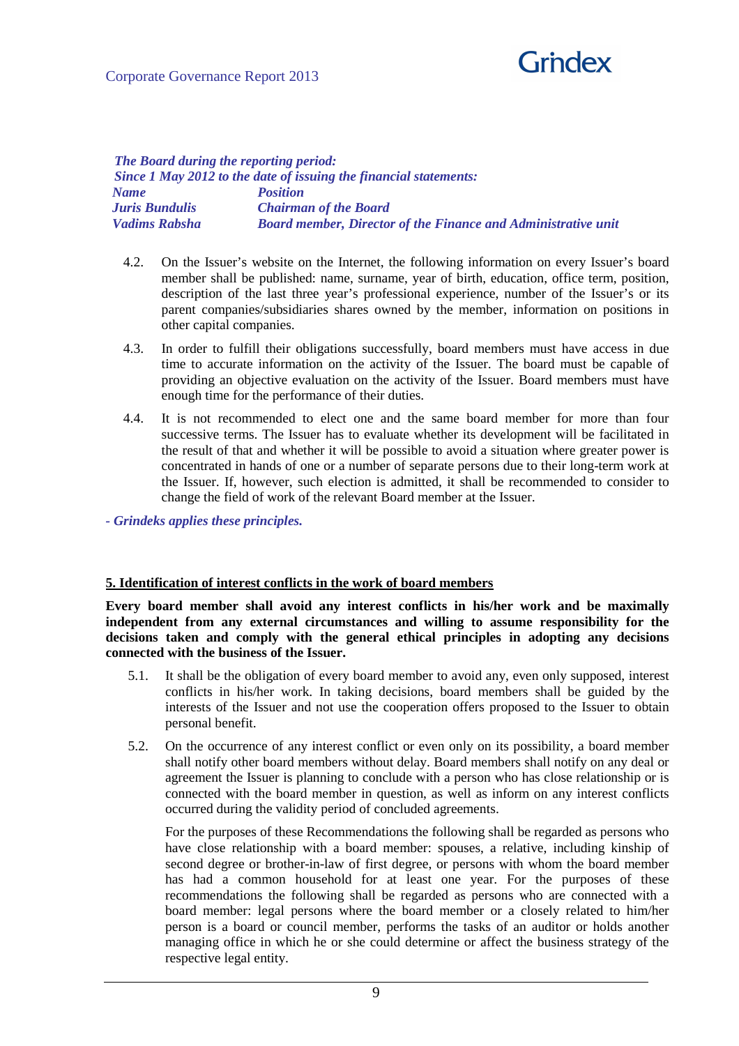*The Board during the reporting period:*
*Since 1 May 2012 to the date of issuing the financial statements:*

| *Name* | *Position* |
|---|---|
| *Juris Bundulis* | *Chairman of the Board* |
| *Vadims Rabsha* | *Board member, Director of the Finance and Administrative unit* |

4.2. On the Issuer's website on the Internet, the following information on every Issuer's board member shall be published: name, surname, year of birth, education, office term, position, description of the last three year's professional experience, number of the Issuer's or its parent companies/subsidiaries shares owned by the member, information on positions in other capital companies.

4.3. In order to fulfill their obligations successfully, board members must have access in due time to accurate information on the activity of the Issuer. The board must be capable of providing an objective evaluation on the activity of the Issuer. Board members must have enough time for the performance of their duties.

4.4. It is not recommended to elect one and the same board member for more than four successive terms. The Issuer has to evaluate whether its development will be facilitated in the result of that and whether it will be possible to avoid a situation where greater power is concentrated in hands of one or a number of separate persons due to their long-term work at the Issuer. If, however, such election is admitted, it shall be recommended to consider to change the field of work of the relevant Board member at the Issuer.

*- Grindeks applies these principles.*

## 5. Identification of interest conflicts in the work of board members

**Every board member shall avoid any interest conflicts in his/her work and be maximally independent from any external circumstances and willing to assume responsibility for the decisions taken and comply with the general ethical principles in adopting any decisions connected with the business of the Issuer.**

5.1. It shall be the obligation of every board member to avoid any, even only supposed, interest conflicts in his/her work. In taking decisions, board members shall be guided by the interests of the Issuer and not use the cooperation offers proposed to the Issuer to obtain personal benefit.

5.2. On the occurrence of any interest conflict or even only on its possibility, a board member shall notify other board members without delay. Board members shall notify on any deal or agreement the Issuer is planning to conclude with a person who has close relationship or is connected with the board member in question, as well as inform on any interest conflicts occurred during the validity period of concluded agreements.

For the purposes of these Recommendations the following shall be regarded as persons who have close relationship with a board member: spouses, a relative, including kinship of second degree or brother-in-law of first degree, or persons with whom the board member has had a common household for at least one year. For the purposes of these recommendations the following shall be regarded as persons who are connected with a board member: legal persons where the board member or a closely related to him/her person is a board or council member, performs the tasks of an auditor or holds another managing office in which he or she could determine or affect the business strategy of the respective legal entity.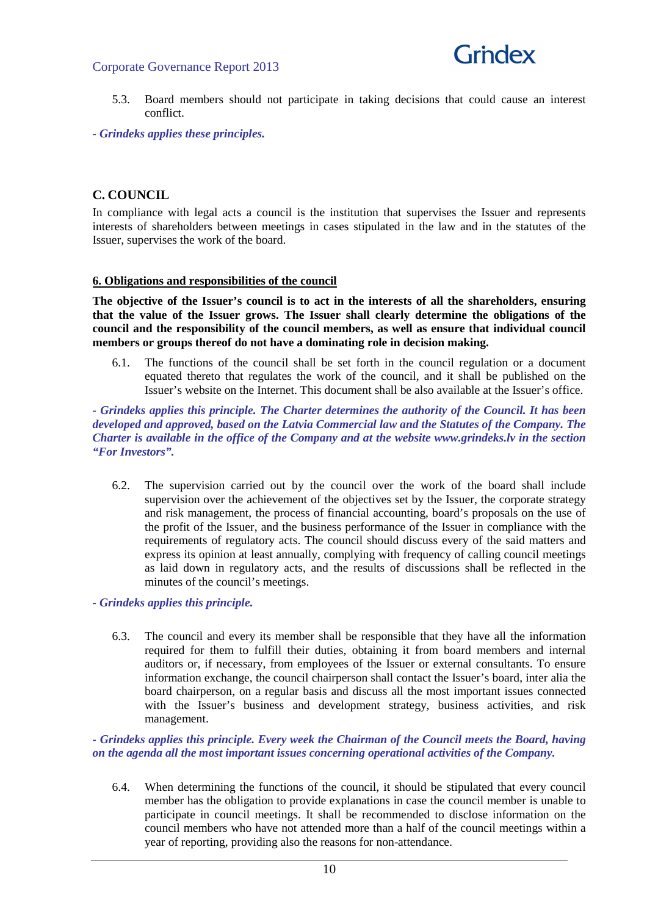5.3. Board members should not participate in taking decisions that could cause an interest conflict.

*- Grindeks applies these principles.*

## C. COUNCIL

In compliance with legal acts a council is the institution that supervises the Issuer and represents interests of shareholders between meetings in cases stipulated in the law and in the statutes of the Issuer, supervises the work of the board.

### 6. Obligations and responsibilities of the council

**The objective of the Issuer's council is to act in the interests of all the shareholders, ensuring that the value of the Issuer grows. The Issuer shall clearly determine the obligations of the council and the responsibility of the council members, as well as ensure that individual council members or groups thereof do not have a dominating role in decision making.**

6.1. The functions of the council shall be set forth in the council regulation or a document equated thereto that regulates the work of the council, and it shall be published on the Issuer's website on the Internet. This document shall be also available at the Issuer's office.

*- Grindeks applies this principle. The Charter determines the authority of the Council. It has been developed and approved, based on the Latvia Commercial law and the Statutes of the Company. The Charter is available in the office of the Company and at the website www.grindeks.lv in the section "For Investors".*

6.2. The supervision carried out by the council over the work of the board shall include supervision over the achievement of the objectives set by the Issuer, the corporate strategy and risk management, the process of financial accounting, board's proposals on the use of the profit of the Issuer, and the business performance of the Issuer in compliance with the requirements of regulatory acts. The council should discuss every of the said matters and express its opinion at least annually, complying with frequency of calling council meetings as laid down in regulatory acts, and the results of discussions shall be reflected in the minutes of the council's meetings.

*- Grindeks applies this principle.*

6.3. The council and every its member shall be responsible that they have all the information required for them to fulfill their duties, obtaining it from board members and internal auditors or, if necessary, from employees of the Issuer or external consultants. To ensure information exchange, the council chairperson shall contact the Issuer's board, inter alia the board chairperson, on a regular basis and discuss all the most important issues connected with the Issuer's business and development strategy, business activities, and risk management.

*- Grindeks applies this principle. Every week the Chairman of the Council meets the Board, having on the agenda all the most important issues concerning operational activities of the Company.*

6.4. When determining the functions of the council, it should be stipulated that every council member has the obligation to provide explanations in case the council member is unable to participate in council meetings. It shall be recommended to disclose information on the council members who have not attended more than a half of the council meetings within a year of reporting, providing also the reasons for non-attendance.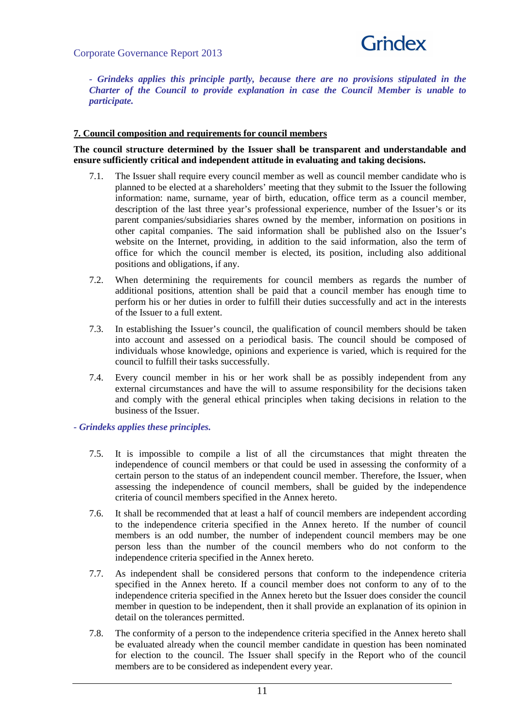*- Grindeks applies this principle partly, because there are no provisions stipulated in the Charter of the Council to provide explanation in case the Council Member is unable to participate.*

## 7. Council composition and requirements for council members

**The council structure determined by the Issuer shall be transparent and understandable and ensure sufficiently critical and independent attitude in evaluating and taking decisions.**

7.1. The Issuer shall require every council member as well as council member candidate who is planned to be elected at a shareholders' meeting that they submit to the Issuer the following information: name, surname, year of birth, education, office term as a council member, description of the last three year's professional experience, number of the Issuer's or its parent companies/subsidiaries shares owned by the member, information on positions in other capital companies. The said information shall be published also on the Issuer's website on the Internet, providing, in addition to the said information, also the term of office for which the council member is elected, its position, including also additional positions and obligations, if any.

7.2. When determining the requirements for council members as regards the number of additional positions, attention shall be paid that a council member has enough time to perform his or her duties in order to fulfill their duties successfully and act in the interests of the Issuer to a full extent.

7.3. In establishing the Issuer's council, the qualification of council members should be taken into account and assessed on a periodical basis. The council should be composed of individuals whose knowledge, opinions and experience is varied, which is required for the council to fulfill their tasks successfully.

7.4. Every council member in his or her work shall be as possibly independent from any external circumstances and have the will to assume responsibility for the decisions taken and comply with the general ethical principles when taking decisions in relation to the business of the Issuer.

***- Grindeks applies these principles.***

7.5. It is impossible to compile a list of all the circumstances that might threaten the independence of council members or that could be used in assessing the conformity of a certain person to the status of an independent council member. Therefore, the Issuer, when assessing the independence of council members, shall be guided by the independence criteria of council members specified in the Annex hereto.

7.6. It shall be recommended that at least a half of council members are independent according to the independence criteria specified in the Annex hereto. If the number of council members is an odd number, the number of independent council members may be one person less than the number of the council members who do not conform to the independence criteria specified in the Annex hereto.

7.7. As independent shall be considered persons that conform to the independence criteria specified in the Annex hereto. If a council member does not conform to any of to the independence criteria specified in the Annex hereto but the Issuer does consider the council member in question to be independent, then it shall provide an explanation of its opinion in detail on the tolerances permitted.

7.8. The conformity of a person to the independence criteria specified in the Annex hereto shall be evaluated already when the council member candidate in question has been nominated for election to the council. The Issuer shall specify in the Report who of the council members are to be considered as independent every year.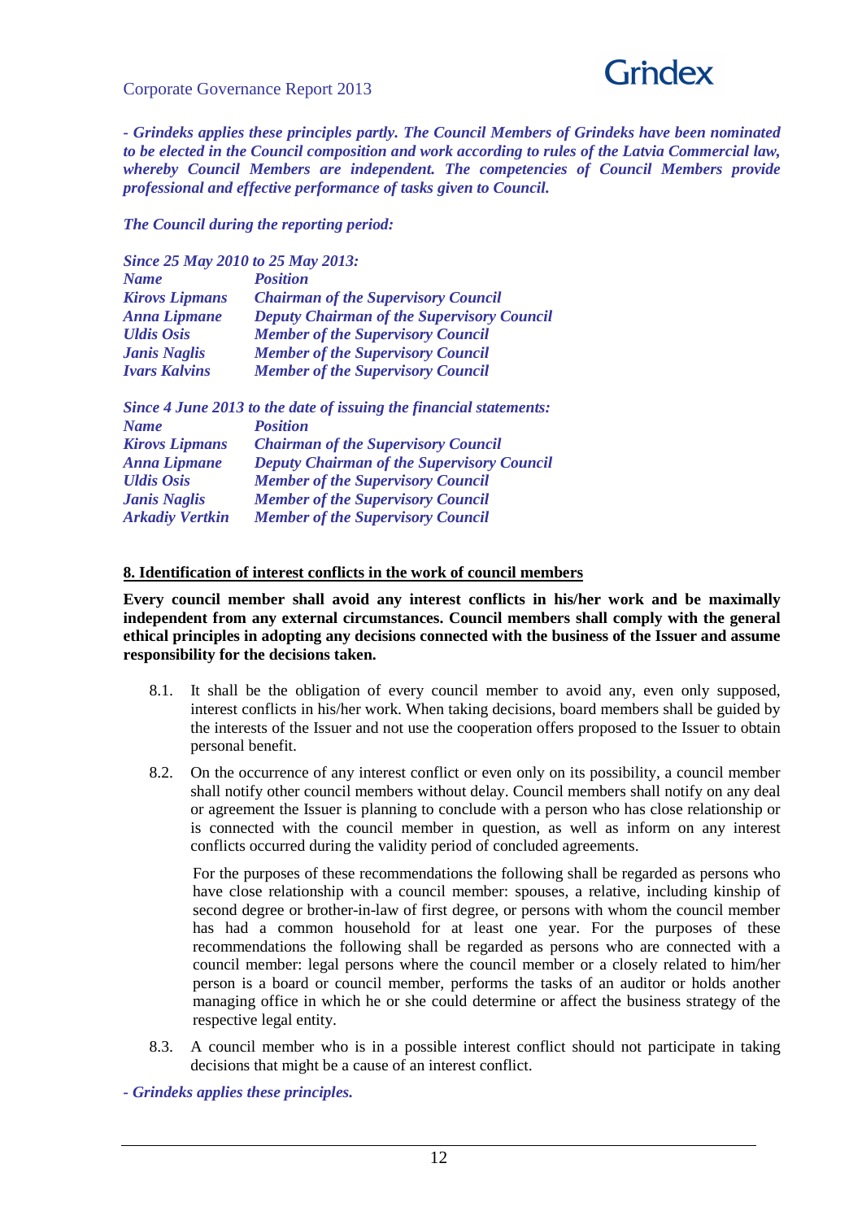***- Grindeks applies these principles partly. The Council Members of Grindeks have been nominated to be elected in the Council composition and work according to rules of the Latvia Commercial law, whereby Council Members are independent. The competencies of Council Members provide professional and effective performance of tasks given to Council.***

***The Council during the reporting period:***

***Since 25 May 2010 to 25 May 2013:***

| ***Name*** | ***Position*** |
|---|---|
| ***Kirovs Lipmans*** | ***Chairman of the Supervisory Council*** |
| ***Anna Lipmane*** | ***Deputy Chairman of the Supervisory Council*** |
| ***Uldis Osis*** | ***Member of the Supervisory Council*** |
| ***Janis Naglis*** | ***Member of the Supervisory Council*** |
| ***Ivars Kalvins*** | ***Member of the Supervisory Council*** |

***Since 4 June 2013 to the date of issuing the financial statements:***

| ***Name*** | ***Position*** |
|---|---|
| ***Kirovs Lipmans*** | ***Chairman of the Supervisory Council*** |
| ***Anna Lipmane*** | ***Deputy Chairman of the Supervisory Council*** |
| ***Uldis Osis*** | ***Member of the Supervisory Council*** |
| ***Janis Naglis*** | ***Member of the Supervisory Council*** |
| ***Arkadiy Vertkin*** | ***Member of the Supervisory Council*** |

## 8. Identification of interest conflicts in the work of council members

**Every council member shall avoid any interest conflicts in his/her work and be maximally independent from any external circumstances. Council members shall comply with the general ethical principles in adopting any decisions connected with the business of the Issuer and assume responsibility for the decisions taken.**

8.1. It shall be the obligation of every council member to avoid any, even only supposed, interest conflicts in his/her work. When taking decisions, board members shall be guided by the interests of the Issuer and not use the cooperation offers proposed to the Issuer to obtain personal benefit.

8.2. On the occurrence of any interest conflict or even only on its possibility, a council member shall notify other council members without delay. Council members shall notify on any deal or agreement the Issuer is planning to conclude with a person who has close relationship or is connected with the council member in question, as well as inform on any interest conflicts occurred during the validity period of concluded agreements.

For the purposes of these recommendations the following shall be regarded as persons who have close relationship with a council member: spouses, a relative, including kinship of second degree or brother-in-law of first degree, or persons with whom the council member has had a common household for at least one year. For the purposes of these recommendations the following shall be regarded as persons who are connected with a council member: legal persons where the council member or a closely related to him/her person is a board or council member, performs the tasks of an auditor or holds another managing office in which he or she could determine or affect the business strategy of the respective legal entity.

8.3. A council member who is in a possible interest conflict should not participate in taking decisions that might be a cause of an interest conflict.

***- Grindeks applies these principles.***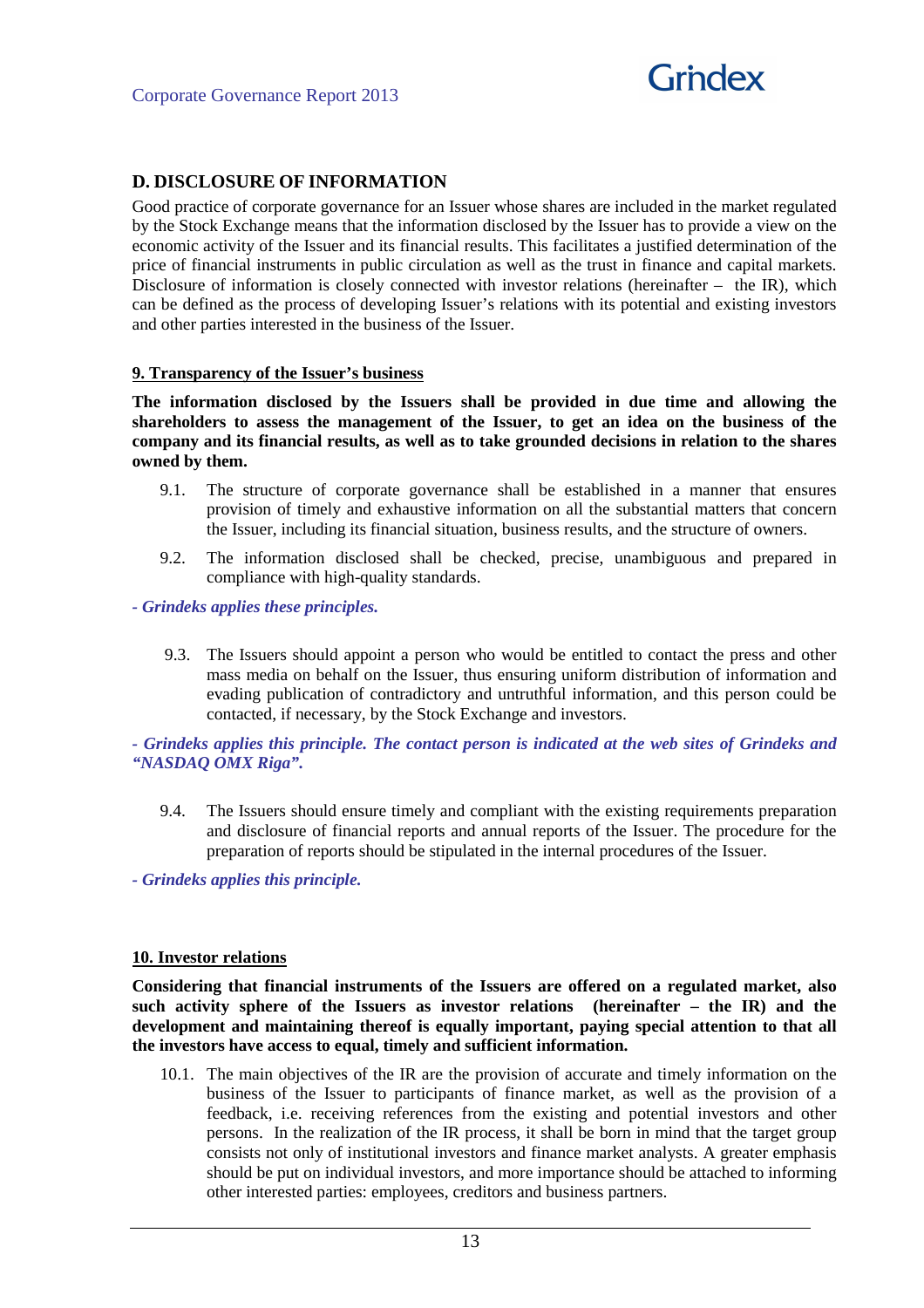## D. DISCLOSURE OF INFORMATION

Good practice of corporate governance for an Issuer whose shares are included in the market regulated by the Stock Exchange means that the information disclosed by the Issuer has to provide a view on the economic activity of the Issuer and its financial results. This facilitates a justified determination of the price of financial instruments in public circulation as well as the trust in finance and capital markets. Disclosure of information is closely connected with investor relations (hereinafter – the IR), which can be defined as the process of developing Issuer's relations with its potential and existing investors and other parties interested in the business of the Issuer.

### 9. Transparency of the Issuer's business

**The information disclosed by the Issuers shall be provided in due time and allowing the shareholders to assess the management of the Issuer, to get an idea on the business of the company and its financial results, as well as to take grounded decisions in relation to the shares owned by them.**

9.1. The structure of corporate governance shall be established in a manner that ensures provision of timely and exhaustive information on all the substantial matters that concern the Issuer, including its financial situation, business results, and the structure of owners.

9.2. The information disclosed shall be checked, precise, unambiguous and prepared in compliance with high-quality standards.

***- Grindeks applies these principles.***

9.3. The Issuers should appoint a person who would be entitled to contact the press and other mass media on behalf on the Issuer, thus ensuring uniform distribution of information and evading publication of contradictory and untruthful information, and this person could be contacted, if necessary, by the Stock Exchange and investors.

***- Grindeks applies this principle. The contact person is indicated at the web sites of Grindeks and "NASDAQ OMX Riga".***

9.4. The Issuers should ensure timely and compliant with the existing requirements preparation and disclosure of financial reports and annual reports of the Issuer. The procedure for the preparation of reports should be stipulated in the internal procedures of the Issuer.

***- Grindeks applies this principle.***

### 10. Investor relations

**Considering that financial instruments of the Issuers are offered on a regulated market, also such activity sphere of the Issuers as investor relations (hereinafter – the IR) and the development and maintaining thereof is equally important, paying special attention to that all the investors have access to equal, timely and sufficient information.**

10.1. The main objectives of the IR are the provision of accurate and timely information on the business of the Issuer to participants of finance market, as well as the provision of a feedback, i.e. receiving references from the existing and potential investors and other persons. In the realization of the IR process, it shall be born in mind that the target group consists not only of institutional investors and finance market analysts. A greater emphasis should be put on individual investors, and more importance should be attached to informing other interested parties: employees, creditors and business partners.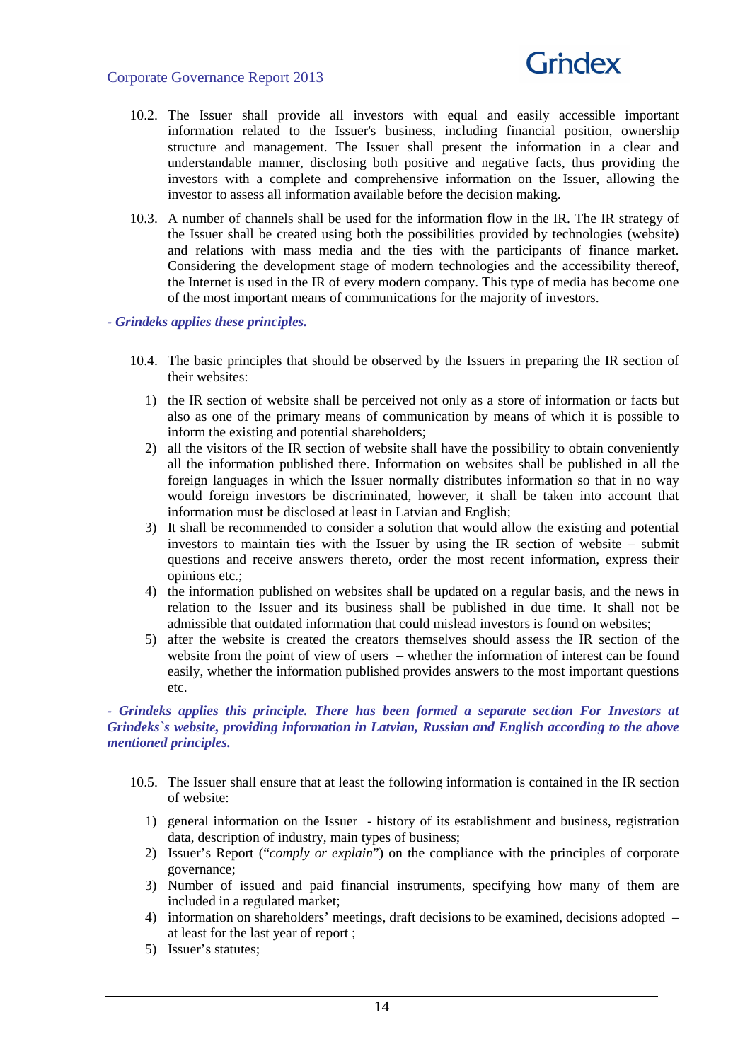10.2. The Issuer shall provide all investors with equal and easily accessible important information related to the Issuer's business, including financial position, ownership structure and management. The Issuer shall present the information in a clear and understandable manner, disclosing both positive and negative facts, thus providing the investors with a complete and comprehensive information on the Issuer, allowing the investor to assess all information available before the decision making.

10.3. A number of channels shall be used for the information flow in the IR. The IR strategy of the Issuer shall be created using both the possibilities provided by technologies (website) and relations with mass media and the ties with the participants of finance market. Considering the development stage of modern technologies and the accessibility thereof, the Internet is used in the IR of every modern company. This type of media has become one of the most important means of communications for the majority of investors.

***- Grindeks applies these principles.***

10.4. The basic principles that should be observed by the Issuers in preparing the IR section of their websites:

1) the IR section of website shall be perceived not only as a store of information or facts but also as one of the primary means of communication by means of which it is possible to inform the existing and potential shareholders;
2) all the visitors of the IR section of website shall have the possibility to obtain conveniently all the information published there. Information on websites shall be published in all the foreign languages in which the Issuer normally distributes information so that in no way would foreign investors be discriminated, however, it shall be taken into account that information must be disclosed at least in Latvian and English;
3) It shall be recommended to consider a solution that would allow the existing and potential investors to maintain ties with the Issuer by using the IR section of website – submit questions and receive answers thereto, order the most recent information, express their opinions etc.;
4) the information published on websites shall be updated on a regular basis, and the news in relation to the Issuer and its business shall be published in due time. It shall not be admissible that outdated information that could mislead investors is found on websites;
5) after the website is created the creators themselves should assess the IR section of the website from the point of view of users – whether the information of interest can be found easily, whether the information published provides answers to the most important questions etc.

***- Grindeks applies this principle. There has been formed a separate section For Investors at Grindeks`s website, providing information in Latvian, Russian and English according to the above mentioned principles.***

10.5. The Issuer shall ensure that at least the following information is contained in the IR section of website:

1) general information on the Issuer - history of its establishment and business, registration data, description of industry, main types of business;
2) Issuer's Report ("*comply or explain*") on the compliance with the principles of corporate governance;
3) Number of issued and paid financial instruments, specifying how many of them are included in a regulated market;
4) information on shareholders' meetings, draft decisions to be examined, decisions adopted – at least for the last year of report ;
5) Issuer's statutes;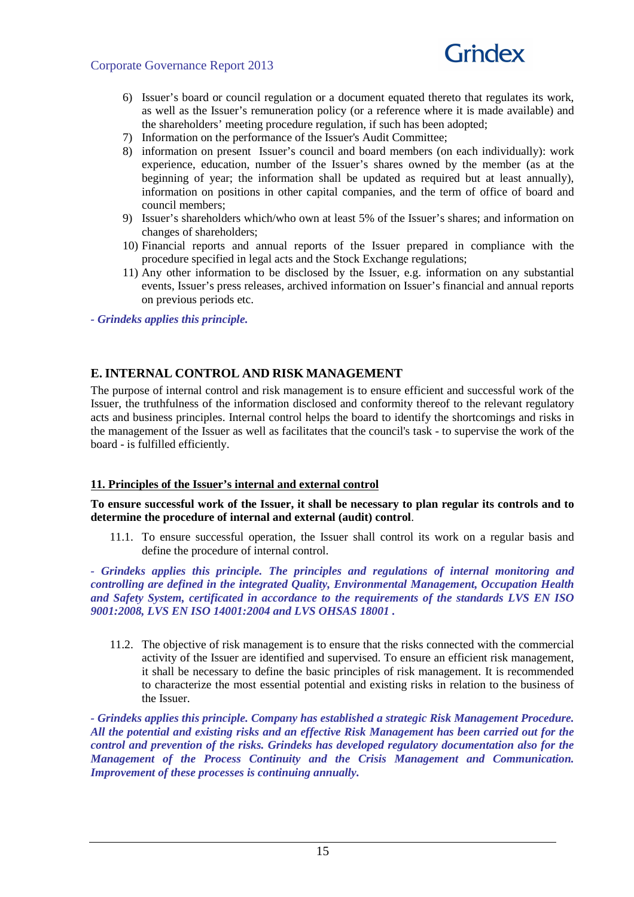6) Issuer's board or council regulation or a document equated thereto that regulates its work, as well as the Issuer's remuneration policy (or a reference where it is made available) and the shareholders' meeting procedure regulation, if such has been adopted;
7) Information on the performance of the Issuer's Audit Committee;
8) information on present Issuer's council and board members (on each individually): work experience, education, number of the Issuer's shares owned by the member (as at the beginning of year; the information shall be updated as required but at least annually), information on positions in other capital companies, and the term of office of board and council members;
9) Issuer's shareholders which/who own at least 5% of the Issuer's shares; and information on changes of shareholders;
10) Financial reports and annual reports of the Issuer prepared in compliance with the procedure specified in legal acts and the Stock Exchange regulations;
11) Any other information to be disclosed by the Issuer, e.g. information on any substantial events, Issuer's press releases, archived information on Issuer's financial and annual reports on previous periods etc.

***- Grindeks applies this principle.***

## E. INTERNAL CONTROL AND RISK MANAGEMENT

The purpose of internal control and risk management is to ensure efficient and successful work of the Issuer, the truthfulness of the information disclosed and conformity thereof to the relevant regulatory acts and business principles. Internal control helps the board to identify the shortcomings and risks in the management of the Issuer as well as facilitates that the council's task - to supervise the work of the board - is fulfilled efficiently.

### 11. Principles of the Issuer's internal and external control

**To ensure successful work of the Issuer, it shall be necessary to plan regular its controls and to determine the procedure of internal and external (audit) control**.

11.1. To ensure successful operation, the Issuer shall control its work on a regular basis and define the procedure of internal control.

***- Grindeks applies this principle. The principles and regulations of internal monitoring and controlling are defined in the integrated Quality, Environmental Management, Occupation Health and Safety System, certificated in accordance to the requirements of the standards LVS EN ISO 9001:2008, LVS EN ISO 14001:2004 and LVS OHSAS 18001 .***

11.2. The objective of risk management is to ensure that the risks connected with the commercial activity of the Issuer are identified and supervised. To ensure an efficient risk management, it shall be necessary to define the basic principles of risk management. It is recommended to characterize the most essential potential and existing risks in relation to the business of the Issuer.

***- Grindeks applies this principle. Company has established a strategic Risk Management Procedure. All the potential and existing risks and an effective Risk Management has been carried out for the control and prevention of the risks. Grindeks has developed regulatory documentation also for the Management of the Process Continuity and the Crisis Management and Communication. Improvement of these processes is continuing annually.***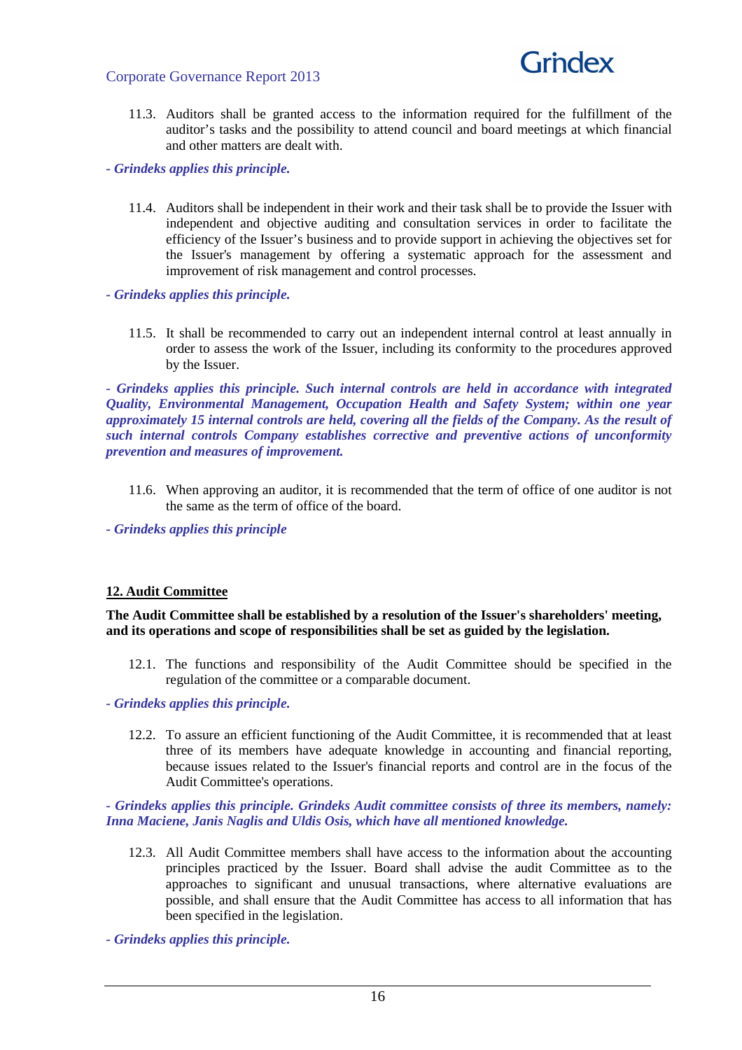11.3. Auditors shall be granted access to the information required for the fulfillment of the auditor's tasks and the possibility to attend council and board meetings at which financial and other matters are dealt with.

***- Grindeks applies this principle.***

11.4. Auditors shall be independent in their work and their task shall be to provide the Issuer with independent and objective auditing and consultation services in order to facilitate the efficiency of the Issuer's business and to provide support in achieving the objectives set for the Issuer's management by offering a systematic approach for the assessment and improvement of risk management and control processes.

***- Grindeks applies this principle.***

11.5. It shall be recommended to carry out an independent internal control at least annually in order to assess the work of the Issuer, including its conformity to the procedures approved by the Issuer.

***- Grindeks applies this principle. Such internal controls are held in accordance with integrated Quality, Environmental Management, Occupation Health and Safety System; within one year approximately 15 internal controls are held, covering all the fields of the Company. As the result of such internal controls Company establishes corrective and preventive actions of unconformity prevention and measures of improvement.***

11.6. When approving an auditor, it is recommended that the term of office of one auditor is not the same as the term of office of the board.

***- Grindeks applies this principle***

## 12. Audit Committee

**The Audit Committee shall be established by a resolution of the Issuer's shareholders' meeting, and its operations and scope of responsibilities shall be set as guided by the legislation.**

12.1. The functions and responsibility of the Audit Committee should be specified in the regulation of the committee or a comparable document.

***- Grindeks applies this principle.***

12.2. To assure an efficient functioning of the Audit Committee, it is recommended that at least three of its members have adequate knowledge in accounting and financial reporting, because issues related to the Issuer's financial reports and control are in the focus of the Audit Committee's operations.

***- Grindeks applies this principle. Grindeks Audit committee consists of three its members, namely: Inna Maciene, Janis Naglis and Uldis Osis, which have all mentioned knowledge.***

12.3. All Audit Committee members shall have access to the information about the accounting principles practiced by the Issuer. Board shall advise the audit Committee as to the approaches to significant and unusual transactions, where alternative evaluations are possible, and shall ensure that the Audit Committee has access to all information that has been specified in the legislation.

***- Grindeks applies this principle.***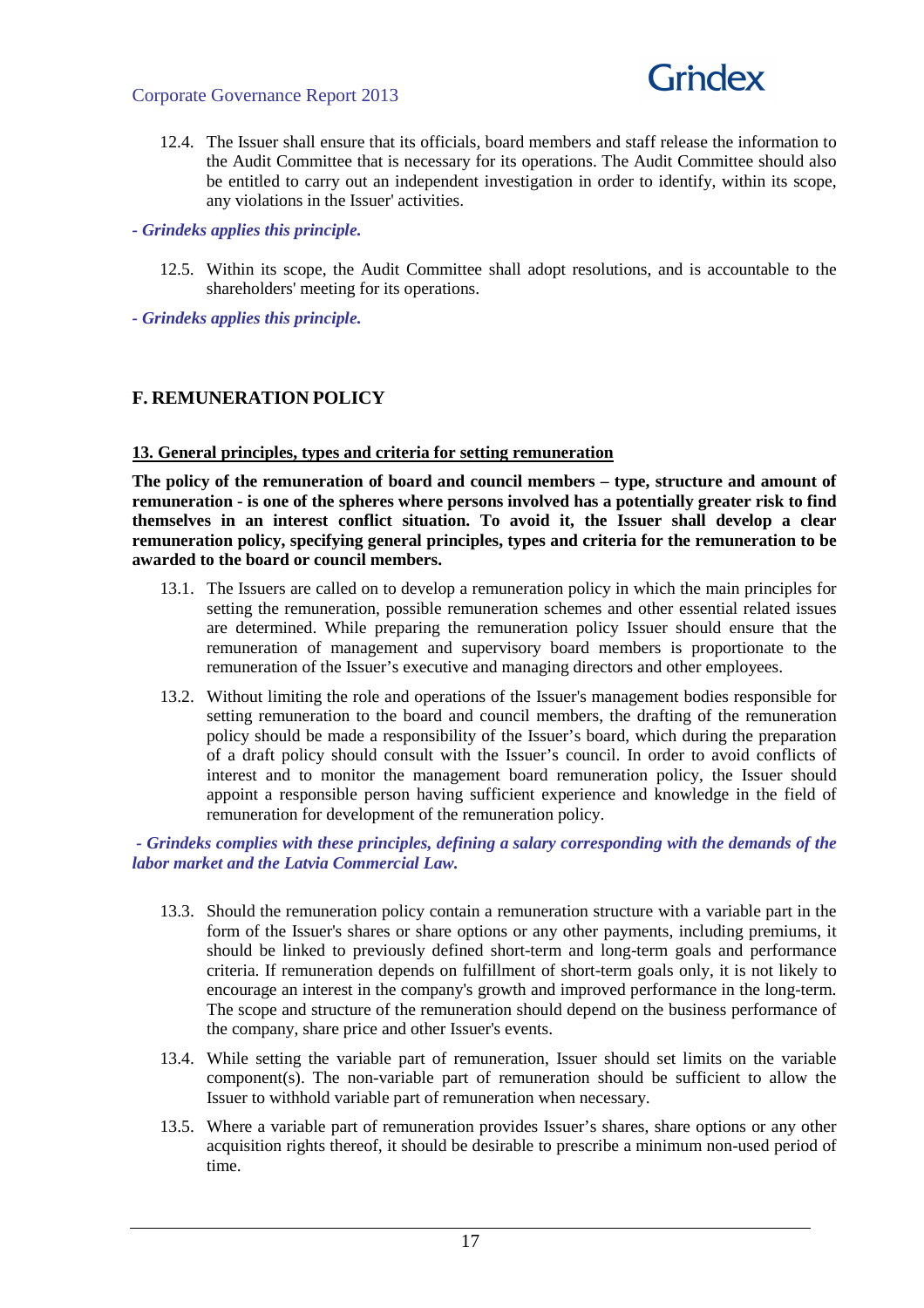12.4. The Issuer shall ensure that its officials, board members and staff release the information to the Audit Committee that is necessary for its operations. The Audit Committee should also be entitled to carry out an independent investigation in order to identify, within its scope, any violations in the Issuer' activities.

***- Grindeks applies this principle.***

12.5. Within its scope, the Audit Committee shall adopt resolutions, and is accountable to the shareholders' meeting for its operations.

***- Grindeks applies this principle.***

## F. REMUNERATION POLICY

### 13. General principles, types and criteria for setting remuneration

**The policy of the remuneration of board and council members – type, structure and amount of remuneration - is one of the spheres where persons involved has a potentially greater risk to find themselves in an interest conflict situation. To avoid it, the Issuer shall develop a clear remuneration policy, specifying general principles, types and criteria for the remuneration to be awarded to the board or council members.**

13.1. The Issuers are called on to develop a remuneration policy in which the main principles for setting the remuneration, possible remuneration schemes and other essential related issues are determined. While preparing the remuneration policy Issuer should ensure that the remuneration of management and supervisory board members is proportionate to the remuneration of the Issuer's executive and managing directors and other employees.

13.2. Without limiting the role and operations of the Issuer's management bodies responsible for setting remuneration to the board and council members, the drafting of the remuneration policy should be made a responsibility of the Issuer's board, which during the preparation of a draft policy should consult with the Issuer's council. In order to avoid conflicts of interest and to monitor the management board remuneration policy, the Issuer should appoint a responsible person having sufficient experience and knowledge in the field of remuneration for development of the remuneration policy.

***- Grindeks complies with these principles, defining a salary corresponding with the demands of the labor market and the Latvia Commercial Law.***

13.3. Should the remuneration policy contain a remuneration structure with a variable part in the form of the Issuer's shares or share options or any other payments, including premiums, it should be linked to previously defined short-term and long-term goals and performance criteria. If remuneration depends on fulfillment of short-term goals only, it is not likely to encourage an interest in the company's growth and improved performance in the long-term. The scope and structure of the remuneration should depend on the business performance of the company, share price and other Issuer's events.

13.4. While setting the variable part of remuneration, Issuer should set limits on the variable component(s). The non-variable part of remuneration should be sufficient to allow the Issuer to withhold variable part of remuneration when necessary.

13.5. Where a variable part of remuneration provides Issuer's shares, share options or any other acquisition rights thereof, it should be desirable to prescribe a minimum non-used period of time.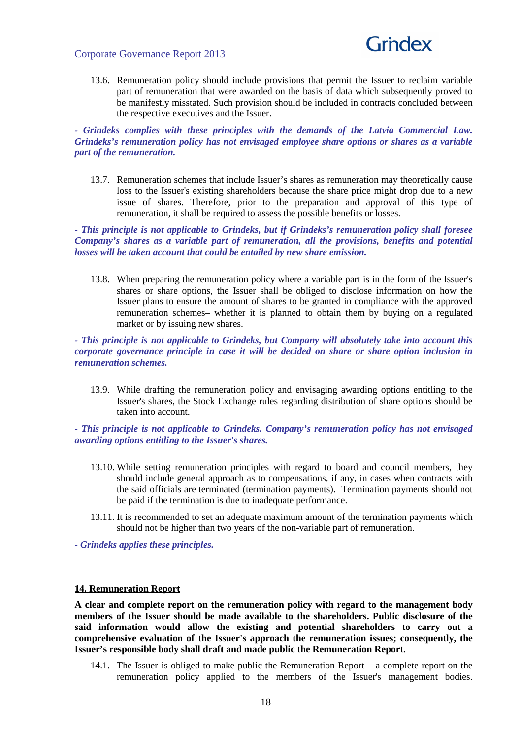13.6. Remuneration policy should include provisions that permit the Issuer to reclaim variable part of remuneration that were awarded on the basis of data which subsequently proved to be manifestly misstated. Such provision should be included in contracts concluded between the respective executives and the Issuer.

***- Grindeks complies with these principles with the demands of the Latvia Commercial Law. Grindeks's remuneration policy has not envisaged employee share options or shares as a variable part of the remuneration.***

13.7. Remuneration schemes that include Issuer's shares as remuneration may theoretically cause loss to the Issuer's existing shareholders because the share price might drop due to a new issue of shares. Therefore, prior to the preparation and approval of this type of remuneration, it shall be required to assess the possible benefits or losses.

***- This principle is not applicable to Grindeks, but if Grindeks's remuneration policy shall foresee Company's shares as a variable part of remuneration, all the provisions, benefits and potential losses will be taken account that could be entailed by new share emission.***

13.8. When preparing the remuneration policy where a variable part is in the form of the Issuer's shares or share options, the Issuer shall be obliged to disclose information on how the Issuer plans to ensure the amount of shares to be granted in compliance with the approved remuneration schemes– whether it is planned to obtain them by buying on a regulated market or by issuing new shares.

***- This principle is not applicable to Grindeks, but Company will absolutely take into account this corporate governance principle in case it will be decided on share or share option inclusion in remuneration schemes.***

13.9. While drafting the remuneration policy and envisaging awarding options entitling to the Issuer's shares, the Stock Exchange rules regarding distribution of share options should be taken into account.

***- This principle is not applicable to Grindeks. Company's remuneration policy has not envisaged awarding options entitling to the Issuer's shares.***

13.10. While setting remuneration principles with regard to board and council members, they should include general approach as to compensations, if any, in cases when contracts with the said officials are terminated (termination payments). Termination payments should not be paid if the termination is due to inadequate performance.

13.11. It is recommended to set an adequate maximum amount of the termination payments which should not be higher than two years of the non-variable part of remuneration.

***- Grindeks applies these principles.***

## 14. Remuneration Report

**A clear and complete report on the remuneration policy with regard to the management body members of the Issuer should be made available to the shareholders. Public disclosure of the said information would allow the existing and potential shareholders to carry out a comprehensive evaluation of the Issuer's approach the remuneration issues; consequently, the Issuer's responsible body shall draft and made public the Remuneration Report.**

14.1. The Issuer is obliged to make public the Remuneration Report – a complete report on the remuneration policy applied to the members of the Issuer's management bodies.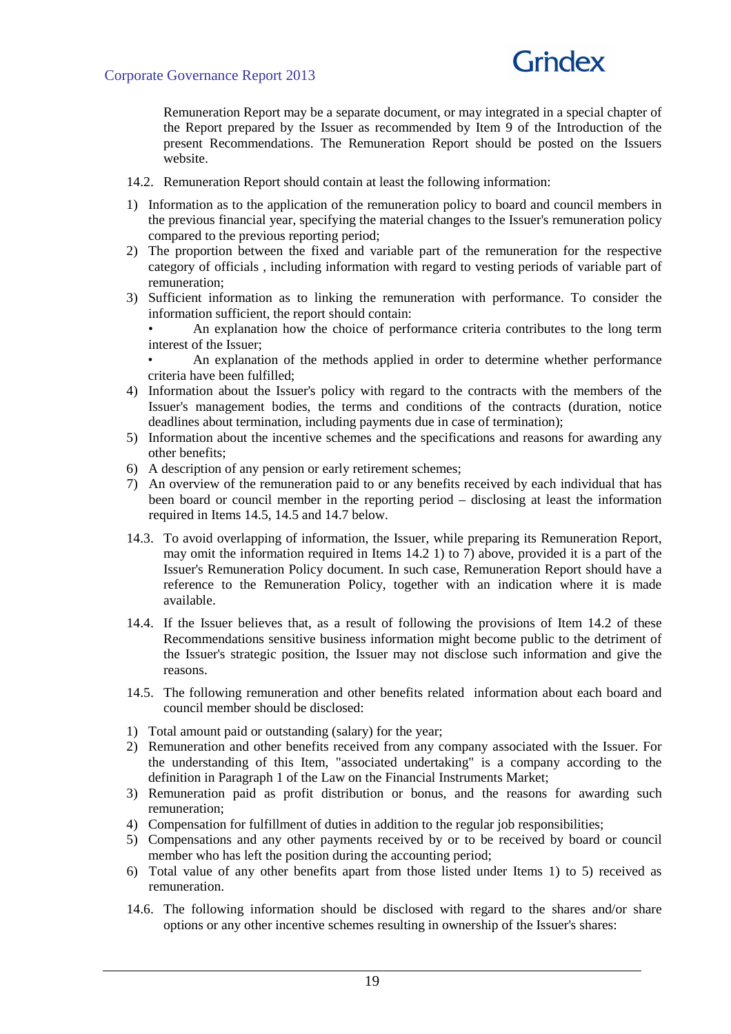Remuneration Report may be a separate document, or may integrated in a special chapter of the Report prepared by the Issuer as recommended by Item 9 of the Introduction of the present Recommendations. The Remuneration Report should be posted on the Issuers website.

14.2. Remuneration Report should contain at least the following information:

1) Information as to the application of the remuneration policy to board and council members in the previous financial year, specifying the material changes to the Issuer's remuneration policy compared to the previous reporting period;
2) The proportion between the fixed and variable part of the remuneration for the respective category of officials , including information with regard to vesting periods of variable part of remuneration;
3) Sufficient information as to linking the remuneration with performance. To consider the information sufficient, the report should contain:
   - An explanation how the choice of performance criteria contributes to the long term interest of the Issuer;
   - An explanation of the methods applied in order to determine whether performance criteria have been fulfilled;
4) Information about the Issuer's policy with regard to the contracts with the members of the Issuer's management bodies, the terms and conditions of the contracts (duration, notice deadlines about termination, including payments due in case of termination);
5) Information about the incentive schemes and the specifications and reasons for awarding any other benefits;
6) A description of any pension or early retirement schemes;
7) An overview of the remuneration paid to or any benefits received by each individual that has been board or council member in the reporting period – disclosing at least the information required in Items 14.5, 14.5 and 14.7 below.

14.3. To avoid overlapping of information, the Issuer, while preparing its Remuneration Report, may omit the information required in Items 14.2 1) to 7) above, provided it is a part of the Issuer's Remuneration Policy document. In such case, Remuneration Report should have a reference to the Remuneration Policy, together with an indication where it is made available.

14.4. If the Issuer believes that, as a result of following the provisions of Item 14.2 of these Recommendations sensitive business information might become public to the detriment of the Issuer's strategic position, the Issuer may not disclose such information and give the reasons.

14.5. The following remuneration and other benefits related information about each board and council member should be disclosed:

1) Total amount paid or outstanding (salary) for the year;
2) Remuneration and other benefits received from any company associated with the Issuer. For the understanding of this Item, "associated undertaking" is a company according to the definition in Paragraph 1 of the Law on the Financial Instruments Market;
3) Remuneration paid as profit distribution or bonus, and the reasons for awarding such remuneration;
4) Compensation for fulfillment of duties in addition to the regular job responsibilities;
5) Compensations and any other payments received by or to be received by board or council member who has left the position during the accounting period;
6) Total value of any other benefits apart from those listed under Items 1) to 5) received as remuneration.

14.6. The following information should be disclosed with regard to the shares and/or share options or any other incentive schemes resulting in ownership of the Issuer's shares: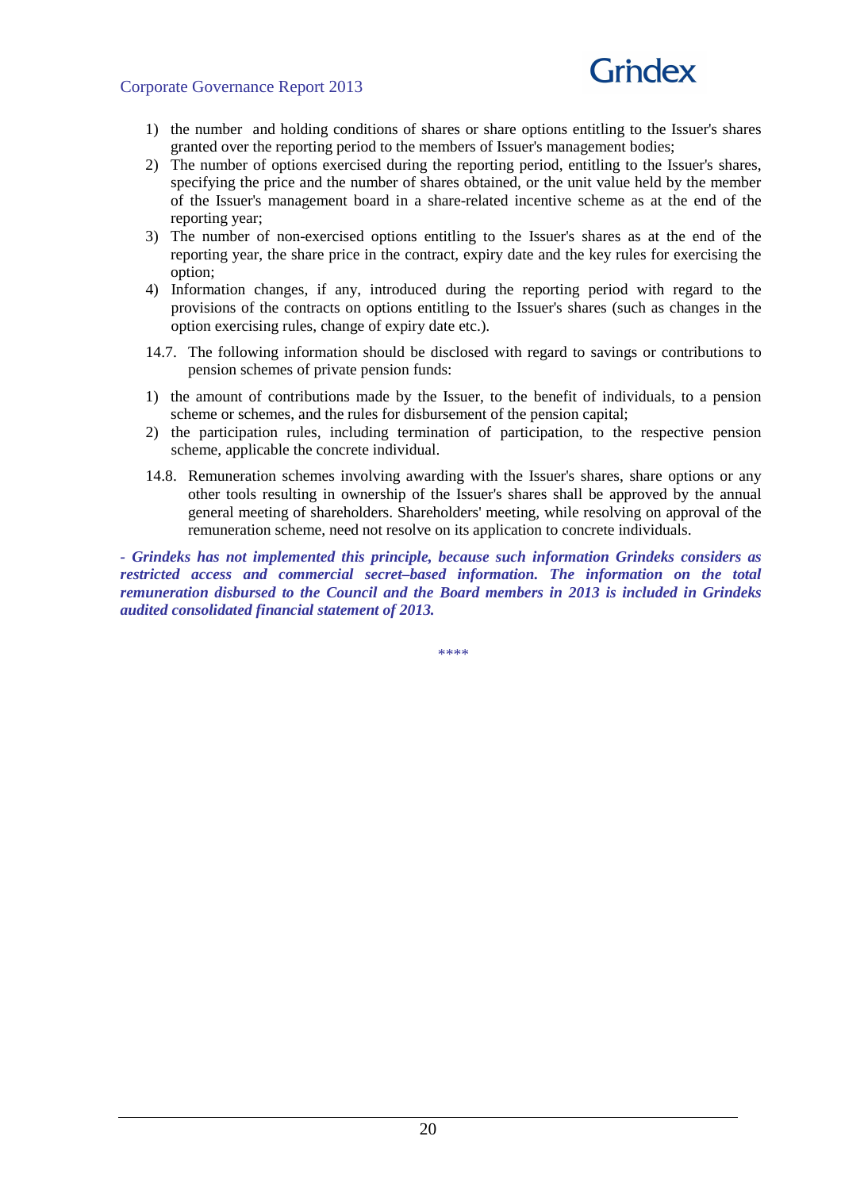1) the number and holding conditions of shares or share options entitling to the Issuer's shares granted over the reporting period to the members of Issuer's management bodies;
2) The number of options exercised during the reporting period, entitling to the Issuer's shares, specifying the price and the number of shares obtained, or the unit value held by the member of the Issuer's management board in a share-related incentive scheme as at the end of the reporting year;
3) The number of non-exercised options entitling to the Issuer's shares as at the end of the reporting year, the share price in the contract, expiry date and the key rules for exercising the option;
4) Information changes, if any, introduced during the reporting period with regard to the provisions of the contracts on options entitling to the Issuer's shares (such as changes in the option exercising rules, change of expiry date etc.).

14.7. The following information should be disclosed with regard to savings or contributions to pension schemes of private pension funds:

1) the amount of contributions made by the Issuer, to the benefit of individuals, to a pension scheme or schemes, and the rules for disbursement of the pension capital;
2) the participation rules, including termination of participation, to the respective pension scheme, applicable the concrete individual.

14.8. Remuneration schemes involving awarding with the Issuer's shares, share options or any other tools resulting in ownership of the Issuer's shares shall be approved by the annual general meeting of shareholders. Shareholders' meeting, while resolving on approval of the remuneration scheme, need not resolve on its application to concrete individuals.

***- Grindeks has not implemented this principle, because such information Grindeks considers as restricted access and commercial secret–based information. The information on the total remuneration disbursed to the Council and the Board members in 2013 is included in Grindeks audited consolidated financial statement of 2013.***

****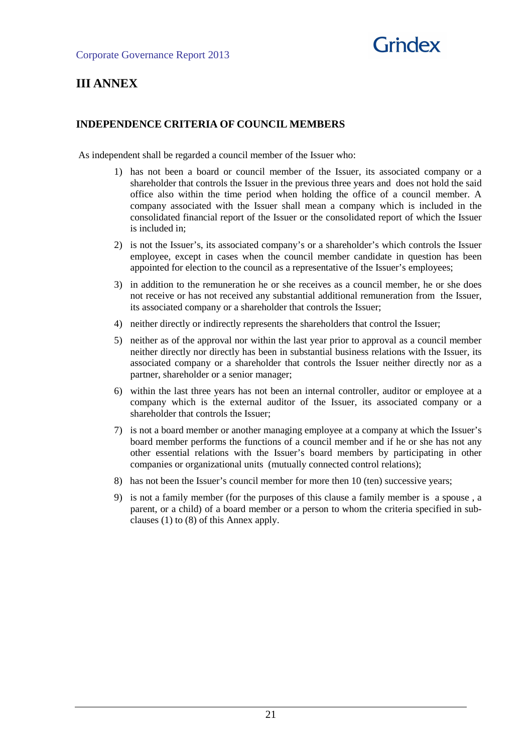# III ANNEX

## INDEPENDENCE CRITERIA OF COUNCIL MEMBERS

As independent shall be regarded a council member of the Issuer who:

1) has not been a board or council member of the Issuer, its associated company or a shareholder that controls the Issuer in the previous three years and does not hold the said office also within the time period when holding the office of a council member. A company associated with the Issuer shall mean a company which is included in the consolidated financial report of the Issuer or the consolidated report of which the Issuer is included in;
2) is not the Issuer's, its associated company's or a shareholder's which controls the Issuer employee, except in cases when the council member candidate in question has been appointed for election to the council as a representative of the Issuer's employees;
3) in addition to the remuneration he or she receives as a council member, he or she does not receive or has not received any substantial additional remuneration from the Issuer, its associated company or a shareholder that controls the Issuer;
4) neither directly or indirectly represents the shareholders that control the Issuer;
5) neither as of the approval nor within the last year prior to approval as a council member neither directly nor directly has been in substantial business relations with the Issuer, its associated company or a shareholder that controls the Issuer neither directly nor as a partner, shareholder or a senior manager;
6) within the last three years has not been an internal controller, auditor or employee at a company which is the external auditor of the Issuer, its associated company or a shareholder that controls the Issuer;
7) is not a board member or another managing employee at a company at which the Issuer's board member performs the functions of a council member and if he or she has not any other essential relations with the Issuer's board members by participating in other companies or organizational units (mutually connected control relations);
8) has not been the Issuer's council member for more then 10 (ten) successive years;
9) is not a family member (for the purposes of this clause a family member is a spouse , a parent, or a child) of a board member or a person to whom the criteria specified in sub-clauses (1) to (8) of this Annex apply.